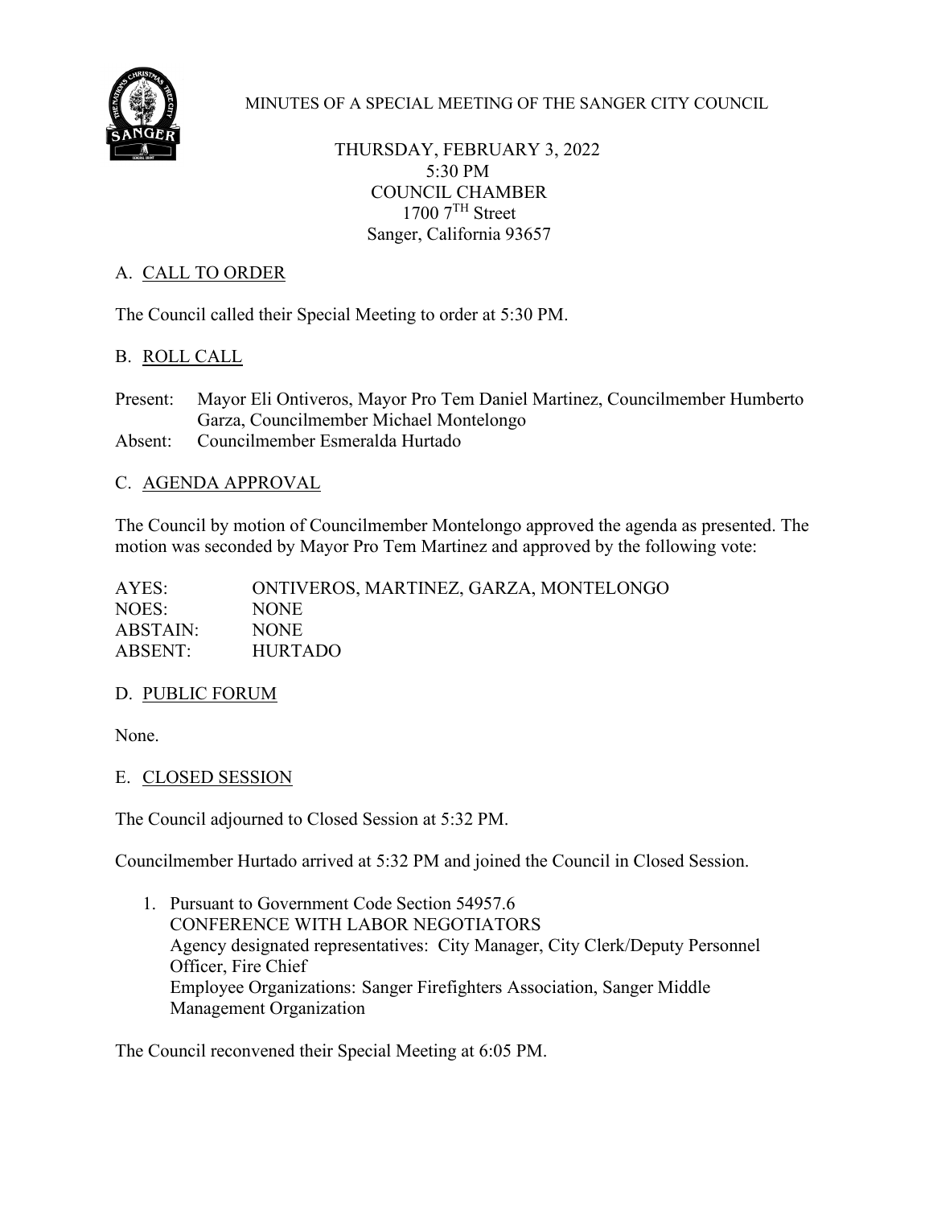# MINUTES OF A SPECIAL MEETING OF THE SANGER CITY COUNCIL

THURSDAY, FEBRUARY 3, 2022
5:30 PM
COUNCIL CHAMBER
1700 7TH Street
Sanger, California 93657

## A. CALL TO ORDER

The Council called their Special Meeting to order at 5:30 PM.

## B. ROLL CALL

Present: Mayor Eli Ontiveros, Mayor Pro Tem Daniel Martinez, Councilmember Humberto Garza, Councilmember Michael Montelongo
Absent: Councilmember Esmeralda Hurtado

## C. AGENDA APPROVAL

The Council by motion of Councilmember Montelongo approved the agenda as presented. The motion was seconded by Mayor Pro Tem Martinez and approved by the following vote:

AYES: ONTIVEROS, MARTINEZ, GARZA, MONTELONGO
NOES: NONE
ABSTAIN: NONE
ABSENT: HURTADO

## D. PUBLIC FORUM

None.

## E. CLOSED SESSION

The Council adjourned to Closed Session at 5:32 PM.

Councilmember Hurtado arrived at 5:32 PM and joined the Council in Closed Session.

1. Pursuant to Government Code Section 54957.6
   CONFERENCE WITH LABOR NEGOTIATORS
   Agency designated representatives: City Manager, City Clerk/Deputy Personnel Officer, Fire Chief
   Employee Organizations: Sanger Firefighters Association, Sanger Middle Management Organization

The Council reconvened their Special Meeting at 6:05 PM.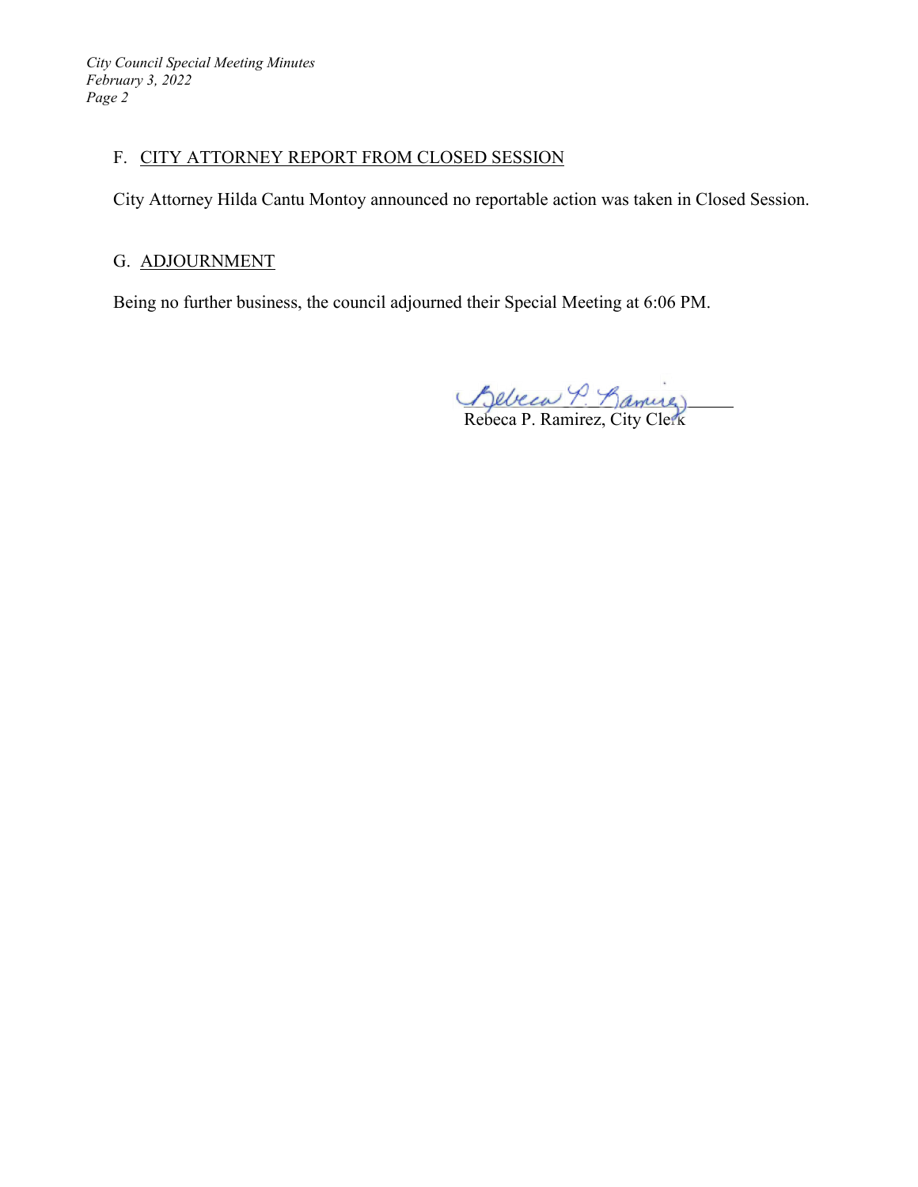F. CITY ATTORNEY REPORT FROM CLOSED SESSION

City Attorney Hilda Cantu Montoy announced no reportable action was taken in Closed Session.

G. ADJOURNMENT

Being no further business, the council adjourned their Special Meeting at 6:06 PM.

Rebeca P. Ramirez, City Clerk